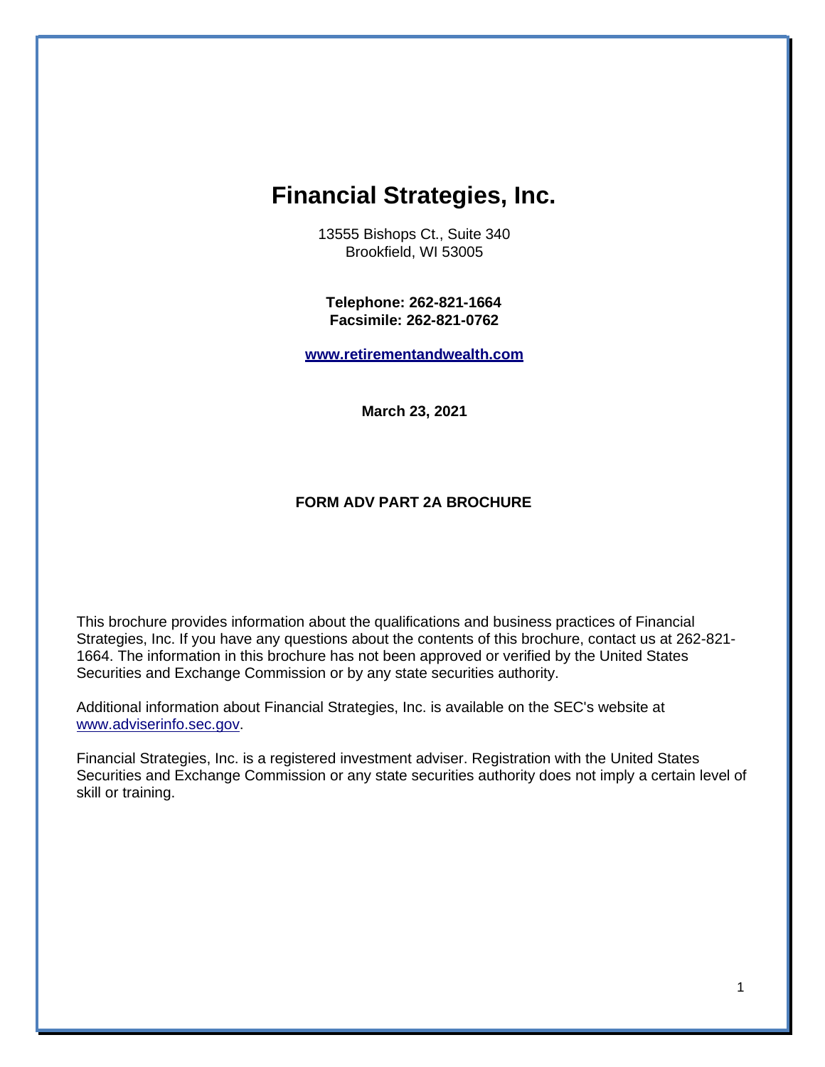# Financial Strategies, Inc.

13555 Bishops Ct., Suite 340
Brookfield, WI 53005

**Telephone: 262-821-1664**
**Facsimile: 262-821-0762**

**www.retirementandwealth.com**

**March 23, 2021**

**FORM ADV PART 2A BROCHURE**

This brochure provides information about the qualifications and business practices of Financial Strategies, Inc. If you have any questions about the contents of this brochure, contact us at 262-821-1664. The information in this brochure has not been approved or verified by the United States Securities and Exchange Commission or by any state securities authority.

Additional information about Financial Strategies, Inc. is available on the SEC's website at www.adviserinfo.sec.gov.

Financial Strategies, Inc. is a registered investment adviser. Registration with the United States Securities and Exchange Commission or any state securities authority does not imply a certain level of skill or training.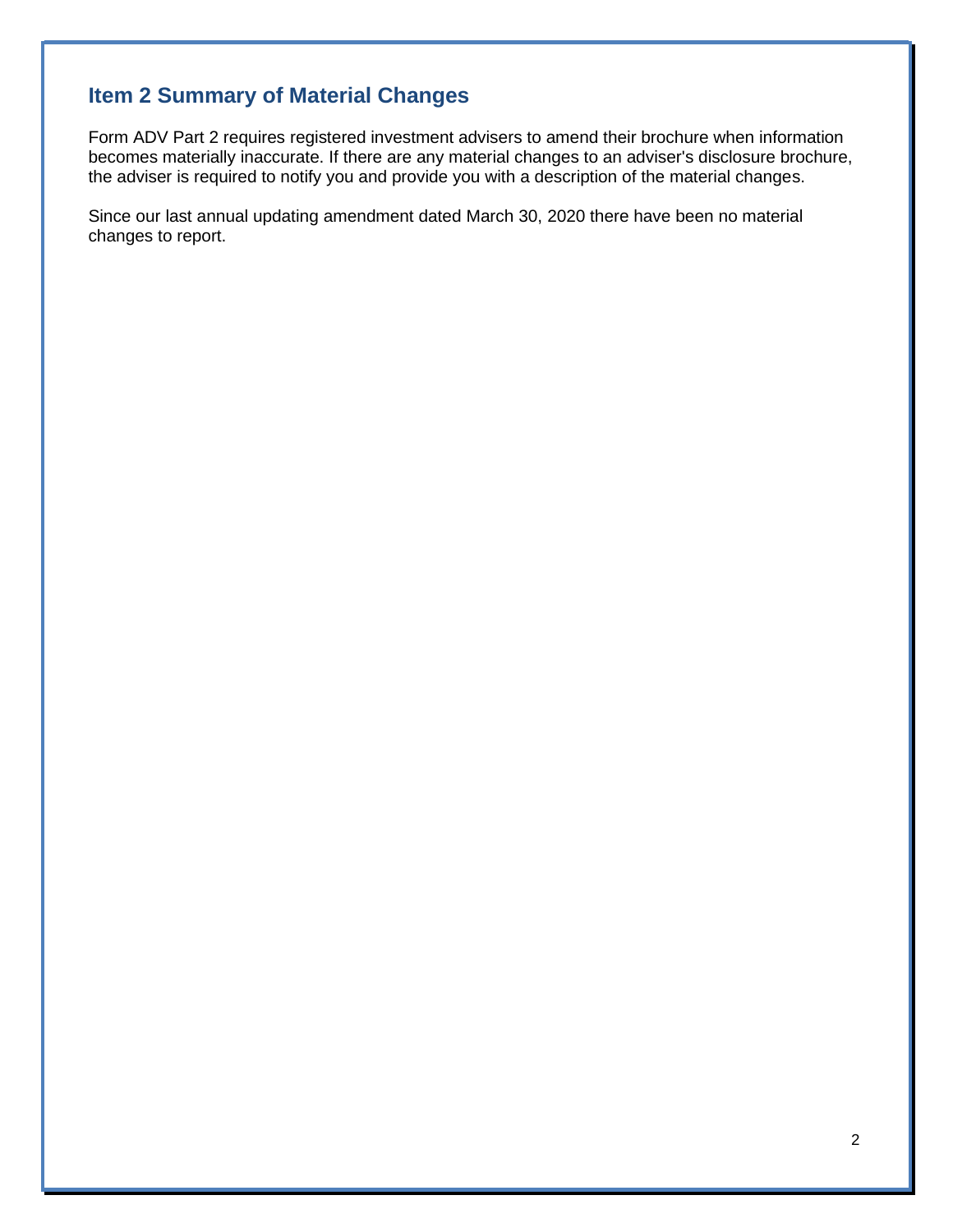## Item 2 Summary of Material Changes

Form ADV Part 2 requires registered investment advisers to amend their brochure when information becomes materially inaccurate. If there are any material changes to an adviser's disclosure brochure, the adviser is required to notify you and provide you with a description of the material changes.

Since our last annual updating amendment dated March 30, 2020 there have been no material changes to report.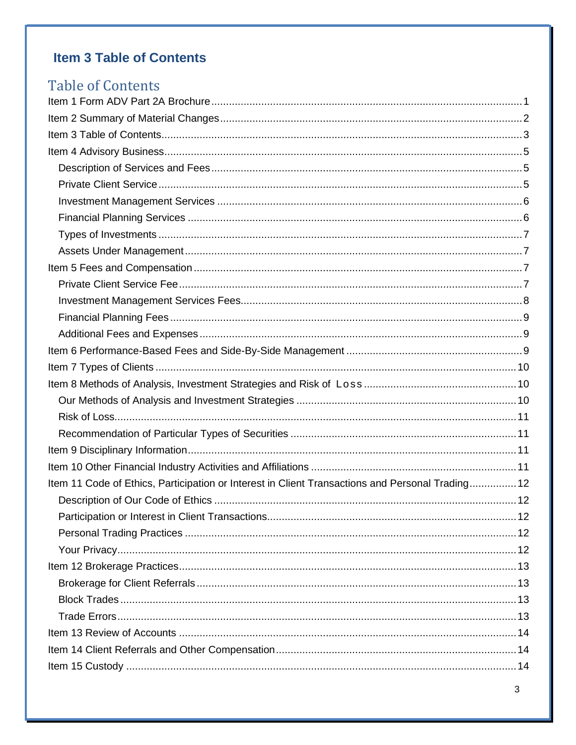## Item 3 Table of Contents

### Table of Contents

Item 1 Form ADV Part 2A Brochure ........................................ 1
Item 2 Summary of Material Changes ........................................ 2
Item 3 Table of Contents ........................................ 3
Item 4 Advisory Business ........................................ 5
- Description of Services and Fees ........................................ 5
- Private Client Service ........................................ 5
- Investment Management Services ........................................ 6
- Financial Planning Services ........................................ 6
- Types of Investments ........................................ 7
- Assets Under Management ........................................ 7

Item 5 Fees and Compensation ........................................ 7
- Private Client Service Fee ........................................ 7
- Investment Management Services Fees ........................................ 8
- Financial Planning Fees ........................................ 9
- Additional Fees and Expenses ........................................ 9

Item 6 Performance-Based Fees and Side-By-Side Management ........................................ 9
Item 7 Types of Clients ........................................ 10
Item 8 Methods of Analysis, Investment Strategies and Risk of Loss ........................................ 10
- Our Methods of Analysis and Investment Strategies ........................................ 10
- Risk of Loss ........................................ 11
- Recommendation of Particular Types of Securities ........................................ 11

Item 9 Disciplinary Information ........................................ 11
Item 10 Other Financial Industry Activities and Affiliations ........................................ 11
Item 11 Code of Ethics, Participation or Interest in Client Transactions and Personal Trading ........................................ 12
- Description of Our Code of Ethics ........................................ 12
- Participation or Interest in Client Transactions ........................................ 12
- Personal Trading Practices ........................................ 12
- Your Privacy ........................................ 12

Item 12 Brokerage Practices ........................................ 13
- Brokerage for Client Referrals ........................................ 13
- Block Trades ........................................ 13
- Trade Errors ........................................ 13

Item 13 Review of Accounts ........................................ 14
Item 14 Client Referrals and Other Compensation ........................................ 14
Item 15 Custody ........................................ 14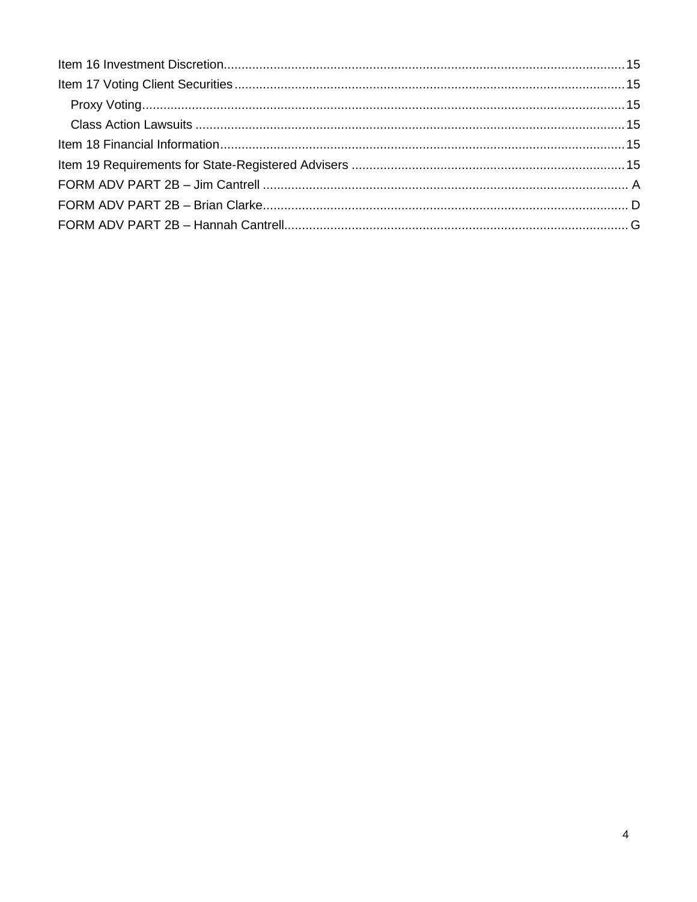Item 16 Investment Discretion.......................................................................................................15
Item 17 Voting Client Securities....................................................................................................15
  Proxy Voting...............................................................................................................................15
  Class Action Lawsuits ................................................................................................................15
Item 18 Financial Information........................................................................................................15
Item 19 Requirements for State-Registered Advisers ...................................................................15
FORM ADV PART 2B – Jim Cantrell ............................................................................................ A
FORM ADV PART 2B – Brian Clarke............................................................................................ D
FORM ADV PART 2B – Hannah Cantrell...................................................................................... G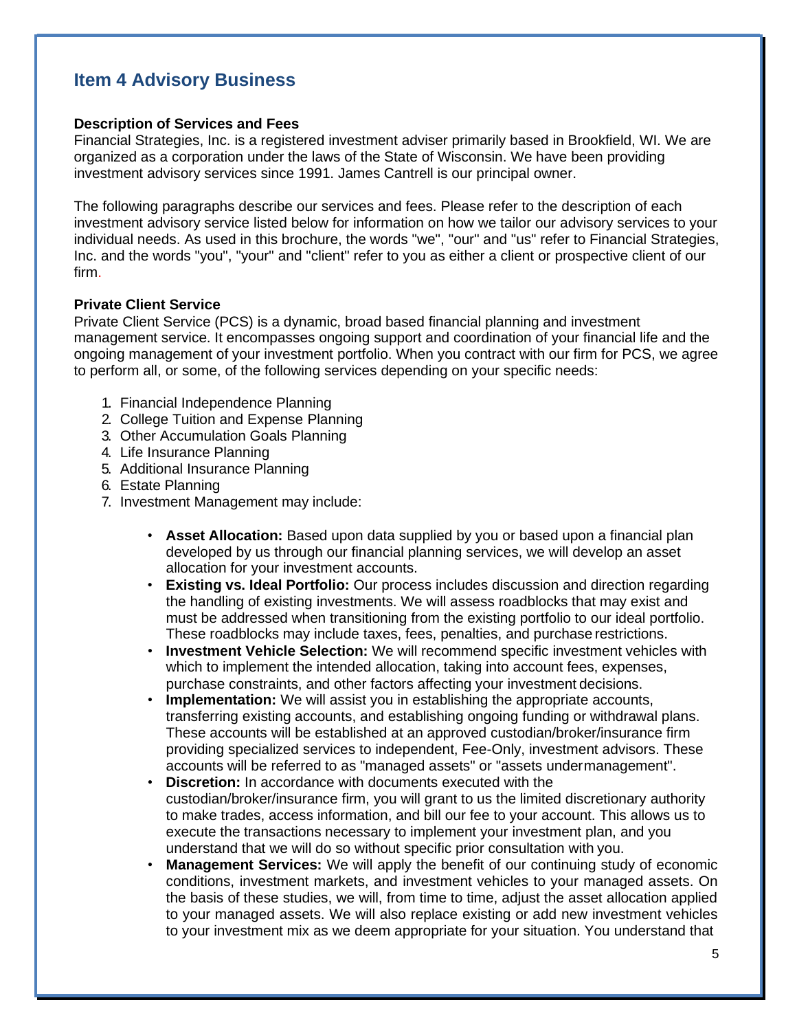## Item 4 Advisory Business

**Description of Services and Fees**

Financial Strategies, Inc. is a registered investment adviser primarily based in Brookfield, WI. We are organized as a corporation under the laws of the State of Wisconsin. We have been providing investment advisory services since 1991. James Cantrell is our principal owner.

The following paragraphs describe our services and fees. Please refer to the description of each investment advisory service listed below for information on how we tailor our advisory services to your individual needs. As used in this brochure, the words "we", "our" and "us" refer to Financial Strategies, Inc. and the words "you", "your" and "client" refer to you as either a client or prospective client of our firm.

**Private Client Service**

Private Client Service (PCS) is a dynamic, broad based financial planning and investment management service. It encompasses ongoing support and coordination of your financial life and the ongoing management of your investment portfolio. When you contract with our firm for PCS, we agree to perform all, or some, of the following services depending on your specific needs:

1. Financial Independence Planning
2. College Tuition and Expense Planning
3. Other Accumulation Goals Planning
4. Life Insurance Planning
5. Additional Insurance Planning
6. Estate Planning
7. Investment Management may include:

    - **Asset Allocation:** Based upon data supplied by you or based upon a financial plan developed by us through our financial planning services, we will develop an asset allocation for your investment accounts.
    - **Existing vs. Ideal Portfolio:** Our process includes discussion and direction regarding the handling of existing investments. We will assess roadblocks that may exist and must be addressed when transitioning from the existing portfolio to our ideal portfolio. These roadblocks may include taxes, fees, penalties, and purchase restrictions.
    - **Investment Vehicle Selection:** We will recommend specific investment vehicles with which to implement the intended allocation, taking into account fees, expenses, purchase constraints, and other factors affecting your investment decisions.
    - **Implementation:** We will assist you in establishing the appropriate accounts, transferring existing accounts, and establishing ongoing funding or withdrawal plans. These accounts will be established at an approved custodian/broker/insurance firm providing specialized services to independent, Fee-Only, investment advisors. These accounts will be referred to as "managed assets" or "assets under management".
    - **Discretion:** In accordance with documents executed with the custodian/broker/insurance firm, you will grant to us the limited discretionary authority to make trades, access information, and bill our fee to your account. This allows us to execute the transactions necessary to implement your investment plan, and you understand that we will do so without specific prior consultation with you.
    - **Management Services:** We will apply the benefit of our continuing study of economic conditions, investment markets, and investment vehicles to your managed assets. On the basis of these studies, we will, from time to time, adjust the asset allocation applied to your managed assets. We will also replace existing or add new investment vehicles to your investment mix as we deem appropriate for your situation. You understand that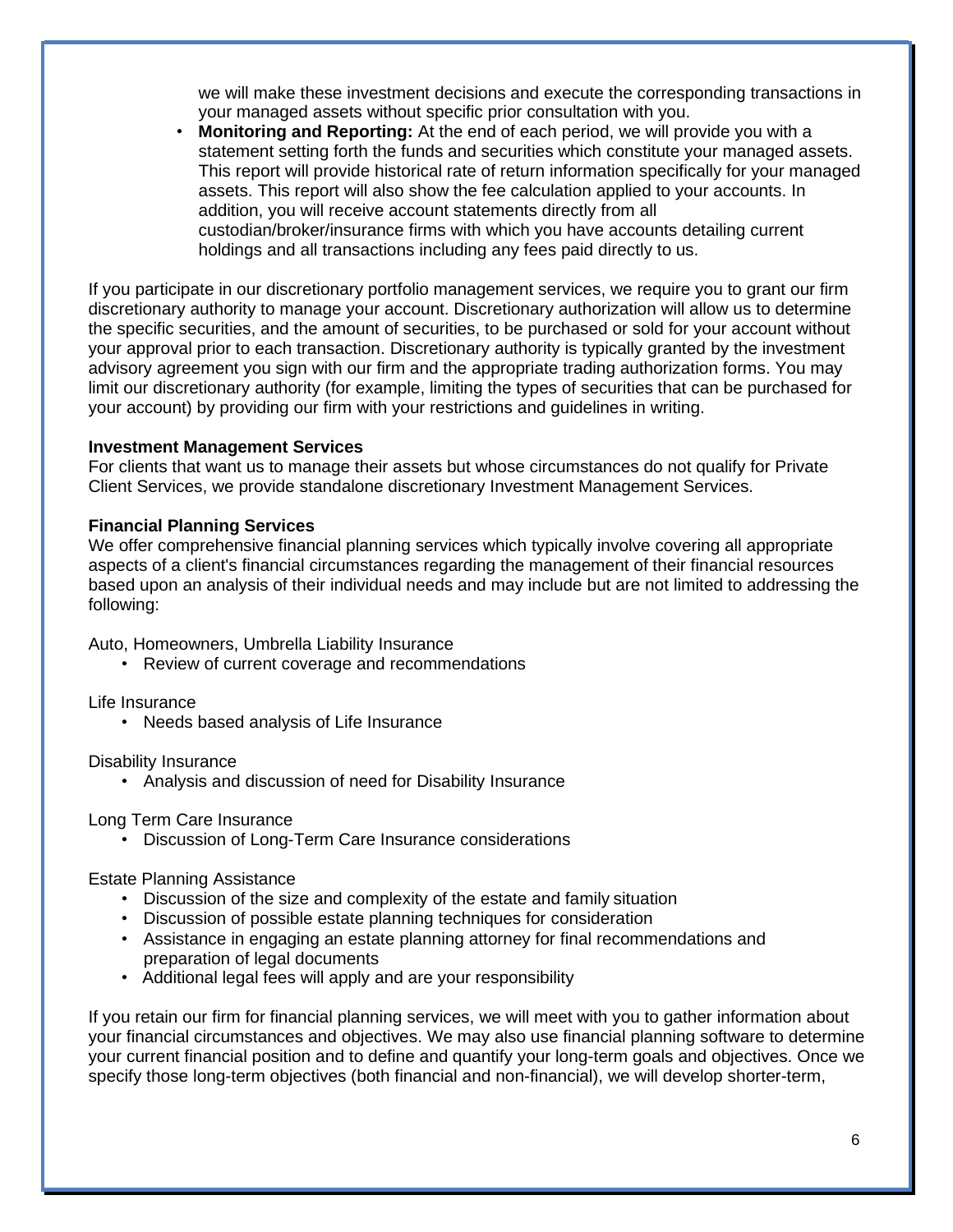we will make these investment decisions and execute the corresponding transactions in your managed assets without specific prior consultation with you.

- **Monitoring and Reporting:** At the end of each period, we will provide you with a statement setting forth the funds and securities which constitute your managed assets. This report will provide historical rate of return information specifically for your managed assets. This report will also show the fee calculation applied to your accounts. In addition, you will receive account statements directly from all custodian/broker/insurance firms with which you have accounts detailing current holdings and all transactions including any fees paid directly to us.

If you participate in our discretionary portfolio management services, we require you to grant our firm discretionary authority to manage your account. Discretionary authorization will allow us to determine the specific securities, and the amount of securities, to be purchased or sold for your account without your approval prior to each transaction. Discretionary authority is typically granted by the investment advisory agreement you sign with our firm and the appropriate trading authorization forms. You may limit our discretionary authority (for example, limiting the types of securities that can be purchased for your account) by providing our firm with your restrictions and guidelines in writing.

**Investment Management Services**

For clients that want us to manage their assets but whose circumstances do not qualify for Private Client Services, we provide standalone discretionary Investment Management Services.

**Financial Planning Services**

We offer comprehensive financial planning services which typically involve covering all appropriate aspects of a client's financial circumstances regarding the management of their financial resources based upon an analysis of their individual needs and may include but are not limited to addressing the following:

Auto, Homeowners, Umbrella Liability Insurance

- Review of current coverage and recommendations

Life Insurance

- Needs based analysis of Life Insurance

Disability Insurance

- Analysis and discussion of need for Disability Insurance

Long Term Care Insurance

- Discussion of Long-Term Care Insurance considerations

Estate Planning Assistance

- Discussion of the size and complexity of the estate and family situation
- Discussion of possible estate planning techniques for consideration
- Assistance in engaging an estate planning attorney for final recommendations and preparation of legal documents
- Additional legal fees will apply and are your responsibility

If you retain our firm for financial planning services, we will meet with you to gather information about your financial circumstances and objectives. We may also use financial planning software to determine your current financial position and to define and quantify your long-term goals and objectives. Once we specify those long-term objectives (both financial and non-financial), we will develop shorter-term,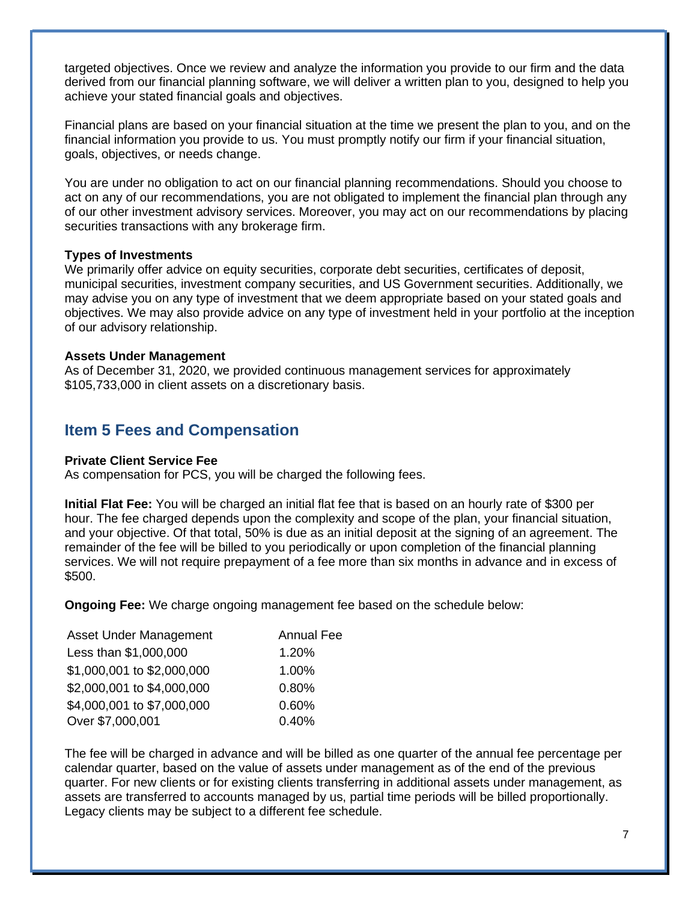targeted objectives. Once we review and analyze the information you provide to our firm and the data derived from our financial planning software, we will deliver a written plan to you, designed to help you achieve your stated financial goals and objectives.

Financial plans are based on your financial situation at the time we present the plan to you, and on the financial information you provide to us. You must promptly notify our firm if your financial situation, goals, objectives, or needs change.

You are under no obligation to act on our financial planning recommendations. Should you choose to act on any of our recommendations, you are not obligated to implement the financial plan through any of our other investment advisory services. Moreover, you may act on our recommendations by placing securities transactions with any brokerage firm.

**Types of Investments**
We primarily offer advice on equity securities, corporate debt securities, certificates of deposit, municipal securities, investment company securities, and US Government securities. Additionally, we may advise you on any type of investment that we deem appropriate based on your stated goals and objectives. We may also provide advice on any type of investment held in your portfolio at the inception of our advisory relationship.

**Assets Under Management**
As of December 31, 2020, we provided continuous management services for approximately $105,733,000 in client assets on a discretionary basis.

## Item 5 Fees and Compensation

**Private Client Service Fee**
As compensation for PCS, you will be charged the following fees.

**Initial Flat Fee:** You will be charged an initial flat fee that is based on an hourly rate of $300 per hour. The fee charged depends upon the complexity and scope of the plan, your financial situation, and your objective. Of that total, 50% is due as an initial deposit at the signing of an agreement. The remainder of the fee will be billed to you periodically or upon completion of the financial planning services. We will not require prepayment of a fee more than six months in advance and in excess of $500.

**Ongoing Fee:** We charge ongoing management fee based on the schedule below:

| Asset Under Management | Annual Fee |
|---|---|
| Less than $1,000,000 | 1.20% |
| $1,000,001 to $2,000,000 | 1.00% |
| $2,000,001 to $4,000,000 | 0.80% |
| $4,000,001 to $7,000,000 | 0.60% |
| Over $7,000,001 | 0.40% |

The fee will be charged in advance and will be billed as one quarter of the annual fee percentage per calendar quarter, based on the value of assets under management as of the end of the previous quarter. For new clients or for existing clients transferring in additional assets under management, as assets are transferred to accounts managed by us, partial time periods will be billed proportionally. Legacy clients may be subject to a different fee schedule.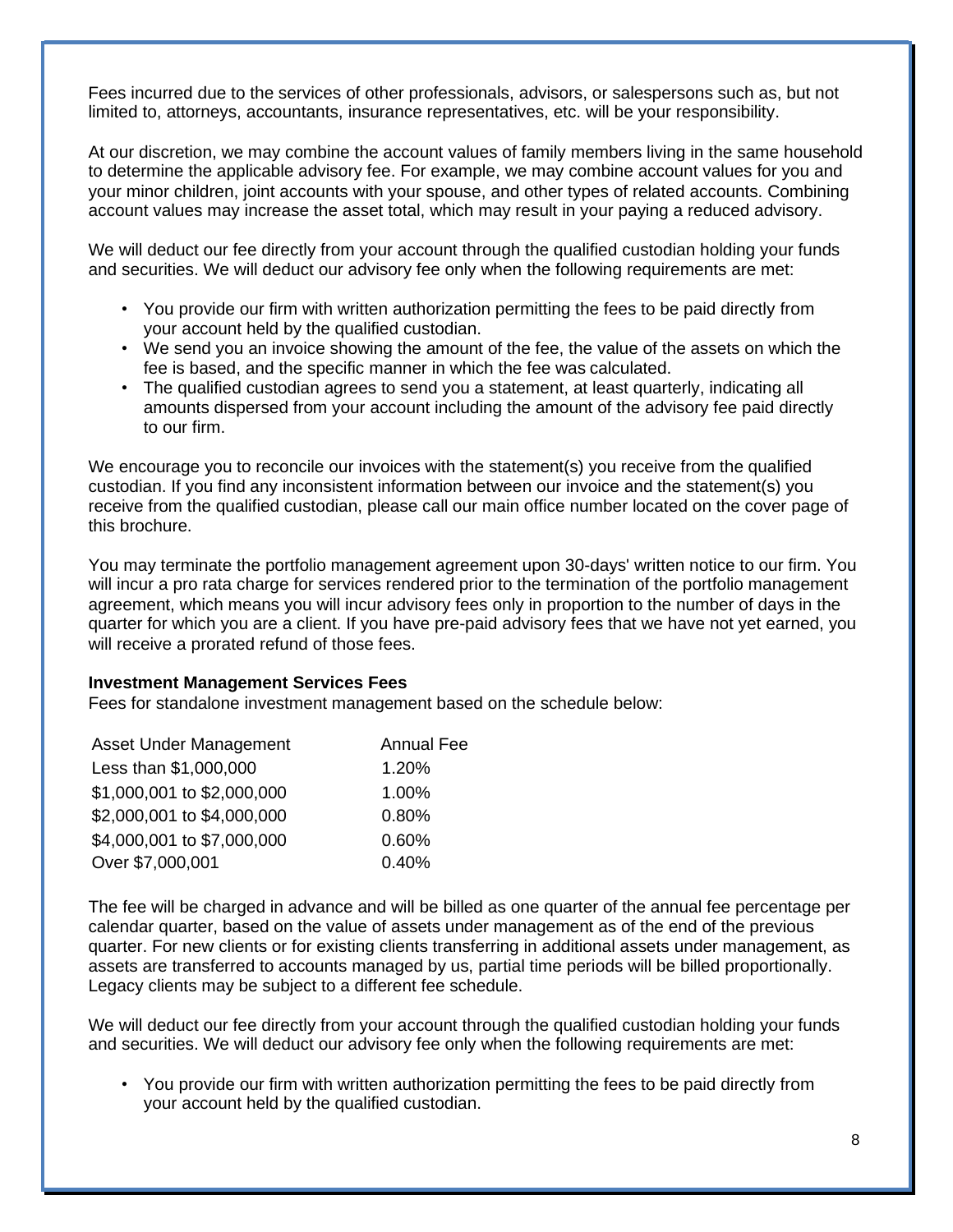Fees incurred due to the services of other professionals, advisors, or salespersons such as, but not limited to, attorneys, accountants, insurance representatives, etc. will be your responsibility.

At our discretion, we may combine the account values of family members living in the same household to determine the applicable advisory fee. For example, we may combine account values for you and your minor children, joint accounts with your spouse, and other types of related accounts. Combining account values may increase the asset total, which may result in your paying a reduced advisory.

We will deduct our fee directly from your account through the qualified custodian holding your funds and securities. We will deduct our advisory fee only when the following requirements are met:

- You provide our firm with written authorization permitting the fees to be paid directly from your account held by the qualified custodian.
- We send you an invoice showing the amount of the fee, the value of the assets on which the fee is based, and the specific manner in which the fee was calculated.
- The qualified custodian agrees to send you a statement, at least quarterly, indicating all amounts dispersed from your account including the amount of the advisory fee paid directly to our firm.

We encourage you to reconcile our invoices with the statement(s) you receive from the qualified custodian. If you find any inconsistent information between our invoice and the statement(s) you receive from the qualified custodian, please call our main office number located on the cover page of this brochure.

You may terminate the portfolio management agreement upon 30-days' written notice to our firm. You will incur a pro rata charge for services rendered prior to the termination of the portfolio management agreement, which means you will incur advisory fees only in proportion to the number of days in the quarter for which you are a client. If you have pre-paid advisory fees that we have not yet earned, you will receive a prorated refund of those fees.

**Investment Management Services Fees**

Fees for standalone investment management based on the schedule below:

| Asset Under Management | Annual Fee |
|---|---|
| Less than $1,000,000 | 1.20% |
| $1,000,001 to $2,000,000 | 1.00% |
| $2,000,001 to $4,000,000 | 0.80% |
| $4,000,001 to $7,000,000 | 0.60% |
| Over $7,000,001 | 0.40% |

The fee will be charged in advance and will be billed as one quarter of the annual fee percentage per calendar quarter, based on the value of assets under management as of the end of the previous quarter. For new clients or for existing clients transferring in additional assets under management, as assets are transferred to accounts managed by us, partial time periods will be billed proportionally. Legacy clients may be subject to a different fee schedule.

We will deduct our fee directly from your account through the qualified custodian holding your funds and securities. We will deduct our advisory fee only when the following requirements are met:

- You provide our firm with written authorization permitting the fees to be paid directly from your account held by the qualified custodian.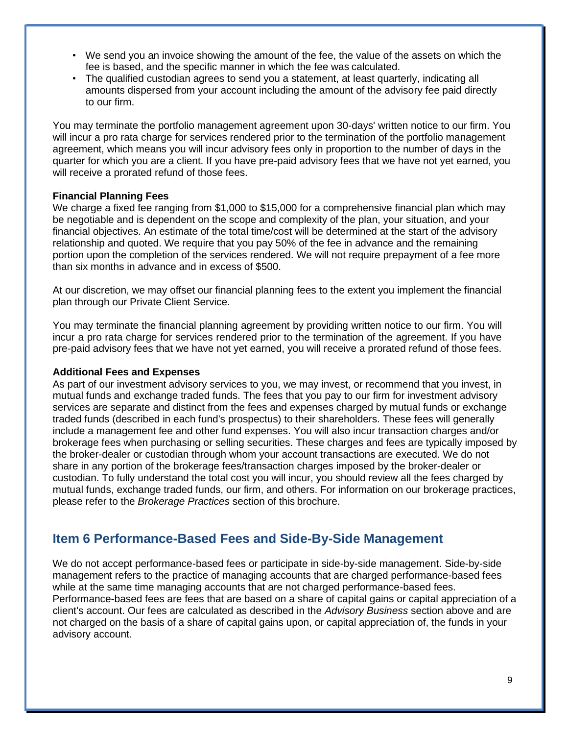- We send you an invoice showing the amount of the fee, the value of the assets on which the fee is based, and the specific manner in which the fee was calculated.
- The qualified custodian agrees to send you a statement, at least quarterly, indicating all amounts dispersed from your account including the amount of the advisory fee paid directly to our firm.

You may terminate the portfolio management agreement upon 30-days' written notice to our firm. You will incur a pro rata charge for services rendered prior to the termination of the portfolio management agreement, which means you will incur advisory fees only in proportion to the number of days in the quarter for which you are a client. If you have pre-paid advisory fees that we have not yet earned, you will receive a prorated refund of those fees.

**Financial Planning Fees**

We charge a fixed fee ranging from $1,000 to $15,000 for a comprehensive financial plan which may be negotiable and is dependent on the scope and complexity of the plan, your situation, and your financial objectives. An estimate of the total time/cost will be determined at the start of the advisory relationship and quoted. We require that you pay 50% of the fee in advance and the remaining portion upon the completion of the services rendered. We will not require prepayment of a fee more than six months in advance and in excess of $500.

At our discretion, we may offset our financial planning fees to the extent you implement the financial plan through our Private Client Service.

You may terminate the financial planning agreement by providing written notice to our firm. You will incur a pro rata charge for services rendered prior to the termination of the agreement. If you have pre-paid advisory fees that we have not yet earned, you will receive a prorated refund of those fees.

**Additional Fees and Expenses**

As part of our investment advisory services to you, we may invest, or recommend that you invest, in mutual funds and exchange traded funds. The fees that you pay to our firm for investment advisory services are separate and distinct from the fees and expenses charged by mutual funds or exchange traded funds (described in each fund's prospectus) to their shareholders. These fees will generally include a management fee and other fund expenses. You will also incur transaction charges and/or brokerage fees when purchasing or selling securities. These charges and fees are typically imposed by the broker-dealer or custodian through whom your account transactions are executed. We do not share in any portion of the brokerage fees/transaction charges imposed by the broker-dealer or custodian. To fully understand the total cost you will incur, you should review all the fees charged by mutual funds, exchange traded funds, our firm, and others. For information on our brokerage practices, please refer to the *Brokerage Practices* section of this brochure.

## Item 6 Performance-Based Fees and Side-By-Side Management

We do not accept performance-based fees or participate in side-by-side management. Side-by-side management refers to the practice of managing accounts that are charged performance-based fees while at the same time managing accounts that are not charged performance-based fees. Performance-based fees are fees that are based on a share of capital gains or capital appreciation of a client's account. Our fees are calculated as described in the *Advisory Business* section above and are not charged on the basis of a share of capital gains upon, or capital appreciation of, the funds in your advisory account.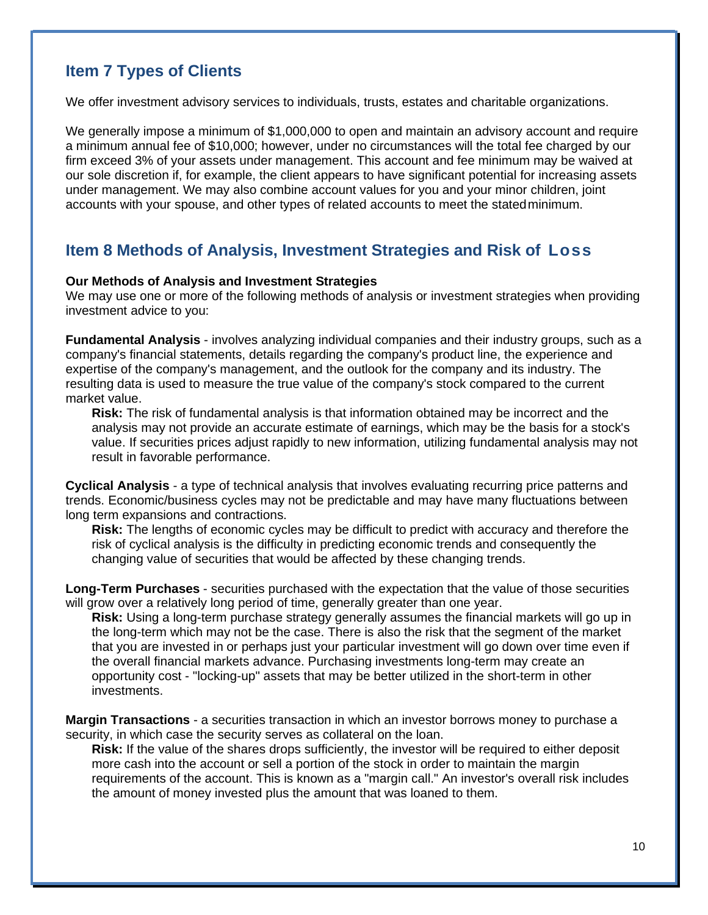## Item 7 Types of Clients

We offer investment advisory services to individuals, trusts, estates and charitable organizations.

We generally impose a minimum of $1,000,000 to open and maintain an advisory account and require a minimum annual fee of $10,000; however, under no circumstances will the total fee charged by our firm exceed 3% of your assets under management. This account and fee minimum may be waived at our sole discretion if, for example, the client appears to have significant potential for increasing assets under management. We may also combine account values for you and your minor children, joint accounts with your spouse, and other types of related accounts to meet the stated minimum.

## Item 8 Methods of Analysis, Investment Strategies and Risk of Loss

**Our Methods of Analysis and Investment Strategies**

We may use one or more of the following methods of analysis or investment strategies when providing investment advice to you:

**Fundamental Analysis** - involves analyzing individual companies and their industry groups, such as a company's financial statements, details regarding the company's product line, the experience and expertise of the company's management, and the outlook for the company and its industry. The resulting data is used to measure the true value of the company's stock compared to the current market value.

> **Risk:** The risk of fundamental analysis is that information obtained may be incorrect and the analysis may not provide an accurate estimate of earnings, which may be the basis for a stock's value. If securities prices adjust rapidly to new information, utilizing fundamental analysis may not result in favorable performance.

**Cyclical Analysis** - a type of technical analysis that involves evaluating recurring price patterns and trends. Economic/business cycles may not be predictable and may have many fluctuations between long term expansions and contractions.

> **Risk:** The lengths of economic cycles may be difficult to predict with accuracy and therefore the risk of cyclical analysis is the difficulty in predicting economic trends and consequently the changing value of securities that would be affected by these changing trends.

**Long-Term Purchases** - securities purchased with the expectation that the value of those securities will grow over a relatively long period of time, generally greater than one year.

> **Risk:** Using a long-term purchase strategy generally assumes the financial markets will go up in the long-term which may not be the case. There is also the risk that the segment of the market that you are invested in or perhaps just your particular investment will go down over time even if the overall financial markets advance. Purchasing investments long-term may create an opportunity cost - "locking-up" assets that may be better utilized in the short-term in other investments.

**Margin Transactions** - a securities transaction in which an investor borrows money to purchase a security, in which case the security serves as collateral on the loan.

> **Risk:** If the value of the shares drops sufficiently, the investor will be required to either deposit more cash into the account or sell a portion of the stock in order to maintain the margin requirements of the account. This is known as a "margin call." An investor's overall risk includes the amount of money invested plus the amount that was loaned to them.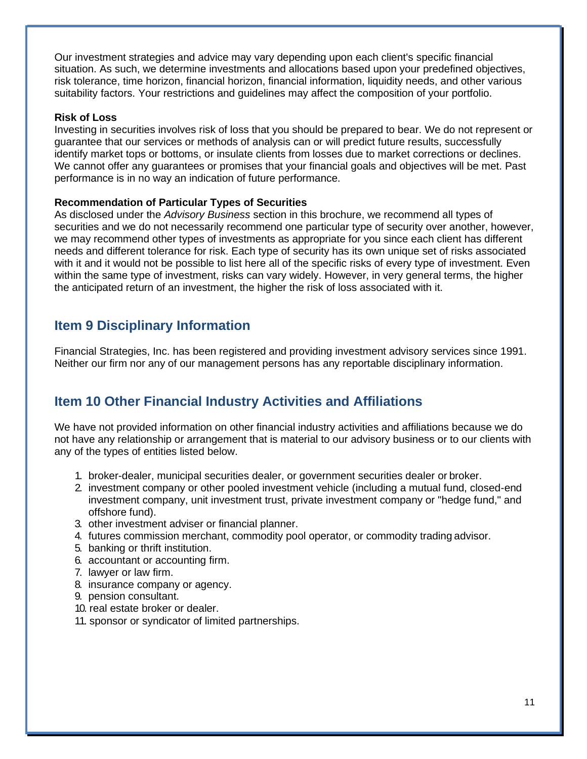Our investment strategies and advice may vary depending upon each client's specific financial situation. As such, we determine investments and allocations based upon your predefined objectives, risk tolerance, time horizon, financial horizon, financial information, liquidity needs, and other various suitability factors. Your restrictions and guidelines may affect the composition of your portfolio.

**Risk of Loss**

Investing in securities involves risk of loss that you should be prepared to bear. We do not represent or guarantee that our services or methods of analysis can or will predict future results, successfully identify market tops or bottoms, or insulate clients from losses due to market corrections or declines. We cannot offer any guarantees or promises that your financial goals and objectives will be met. Past performance is in no way an indication of future performance.

**Recommendation of Particular Types of Securities**

As disclosed under the *Advisory Business* section in this brochure, we recommend all types of securities and we do not necessarily recommend one particular type of security over another, however, we may recommend other types of investments as appropriate for you since each client has different needs and different tolerance for risk. Each type of security has its own unique set of risks associated with it and it would not be possible to list here all of the specific risks of every type of investment. Even within the same type of investment, risks can vary widely. However, in very general terms, the higher the anticipated return of an investment, the higher the risk of loss associated with it.

## Item 9 Disciplinary Information

Financial Strategies, Inc. has been registered and providing investment advisory services since 1991. Neither our firm nor any of our management persons has any reportable disciplinary information.

## Item 10 Other Financial Industry Activities and Affiliations

We have not provided information on other financial industry activities and affiliations because we do not have any relationship or arrangement that is material to our advisory business or to our clients with any of the types of entities listed below.

1. broker-dealer, municipal securities dealer, or government securities dealer or broker.
2. investment company or other pooled investment vehicle (including a mutual fund, closed-end investment company, unit investment trust, private investment company or "hedge fund," and offshore fund).
3. other investment adviser or financial planner.
4. futures commission merchant, commodity pool operator, or commodity trading advisor.
5. banking or thrift institution.
6. accountant or accounting firm.
7. lawyer or law firm.
8. insurance company or agency.
9. pension consultant.
10. real estate broker or dealer.
11. sponsor or syndicator of limited partnerships.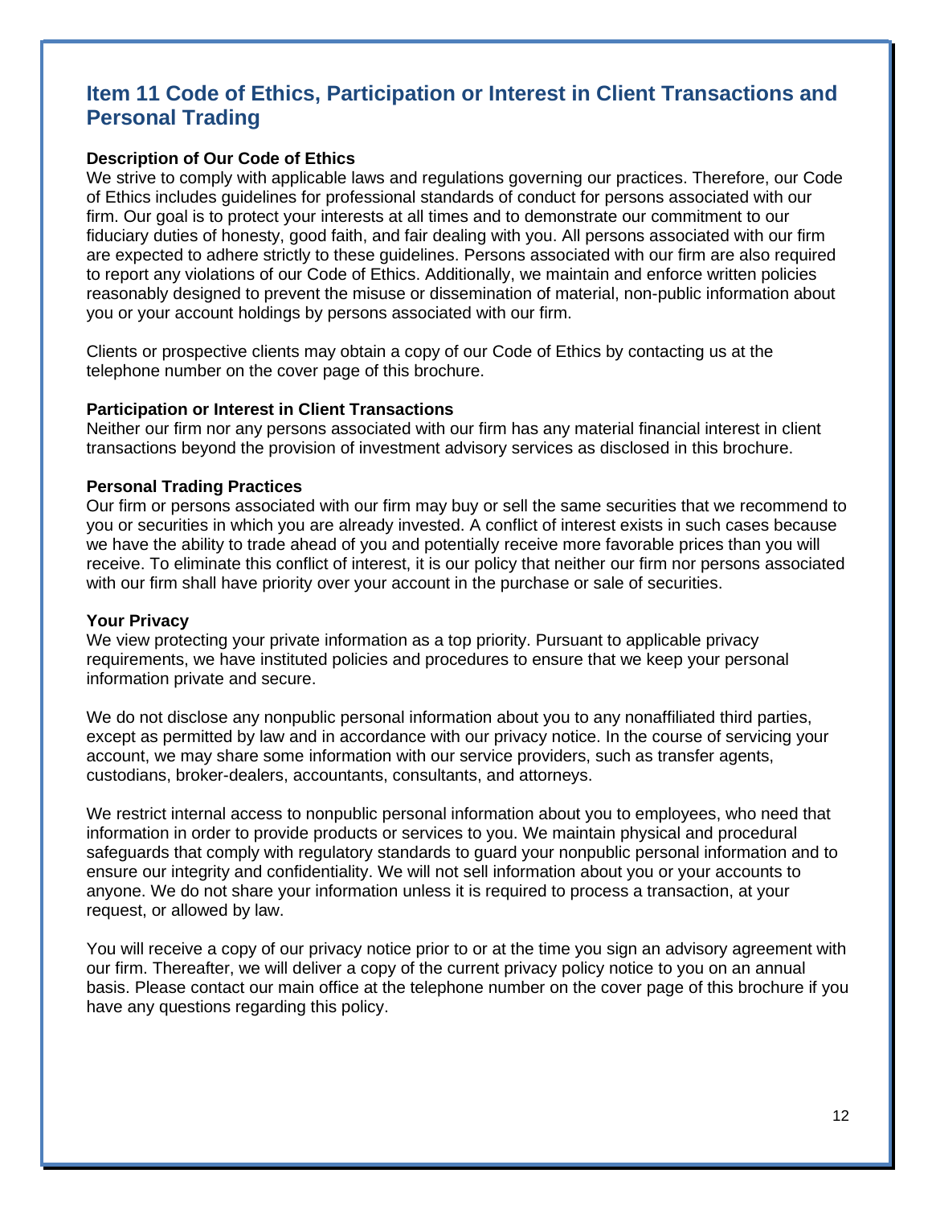## Item 11 Code of Ethics, Participation or Interest in Client Transactions and Personal Trading

**Description of Our Code of Ethics**

We strive to comply with applicable laws and regulations governing our practices. Therefore, our Code of Ethics includes guidelines for professional standards of conduct for persons associated with our firm. Our goal is to protect your interests at all times and to demonstrate our commitment to our fiduciary duties of honesty, good faith, and fair dealing with you. All persons associated with our firm are expected to adhere strictly to these guidelines. Persons associated with our firm are also required to report any violations of our Code of Ethics. Additionally, we maintain and enforce written policies reasonably designed to prevent the misuse or dissemination of material, non-public information about you or your account holdings by persons associated with our firm.

Clients or prospective clients may obtain a copy of our Code of Ethics by contacting us at the telephone number on the cover page of this brochure.

**Participation or Interest in Client Transactions**

Neither our firm nor any persons associated with our firm has any material financial interest in client transactions beyond the provision of investment advisory services as disclosed in this brochure.

**Personal Trading Practices**

Our firm or persons associated with our firm may buy or sell the same securities that we recommend to you or securities in which you are already invested. A conflict of interest exists in such cases because we have the ability to trade ahead of you and potentially receive more favorable prices than you will receive. To eliminate this conflict of interest, it is our policy that neither our firm nor persons associated with our firm shall have priority over your account in the purchase or sale of securities.

**Your Privacy**

We view protecting your private information as a top priority. Pursuant to applicable privacy requirements, we have instituted policies and procedures to ensure that we keep your personal information private and secure.

We do not disclose any nonpublic personal information about you to any nonaffiliated third parties, except as permitted by law and in accordance with our privacy notice. In the course of servicing your account, we may share some information with our service providers, such as transfer agents, custodians, broker-dealers, accountants, consultants, and attorneys.

We restrict internal access to nonpublic personal information about you to employees, who need that information in order to provide products or services to you. We maintain physical and procedural safeguards that comply with regulatory standards to guard your nonpublic personal information and to ensure our integrity and confidentiality. We will not sell information about you or your accounts to anyone. We do not share your information unless it is required to process a transaction, at your request, or allowed by law.

You will receive a copy of our privacy notice prior to or at the time you sign an advisory agreement with our firm. Thereafter, we will deliver a copy of the current privacy policy notice to you on an annual basis. Please contact our main office at the telephone number on the cover page of this brochure if you have any questions regarding this policy.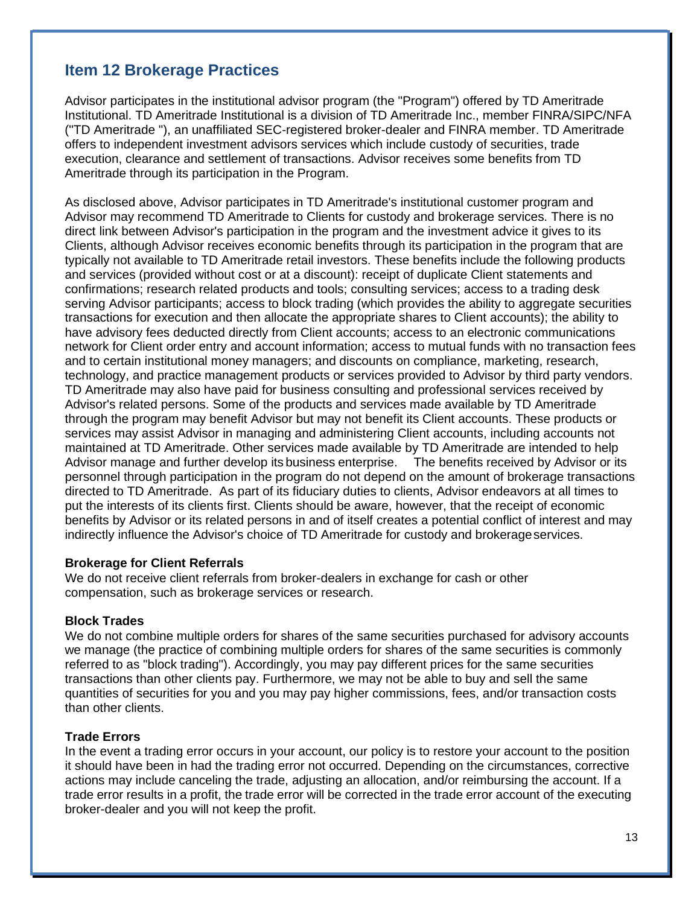## Item 12 Brokerage Practices

Advisor participates in the institutional advisor program (the "Program") offered by TD Ameritrade Institutional. TD Ameritrade Institutional is a division of TD Ameritrade Inc., member FINRA/SIPC/NFA ("TD Ameritrade "), an unaffiliated SEC-registered broker-dealer and FINRA member. TD Ameritrade offers to independent investment advisors services which include custody of securities, trade execution, clearance and settlement of transactions. Advisor receives some benefits from TD Ameritrade through its participation in the Program.

As disclosed above, Advisor participates in TD Ameritrade's institutional customer program and Advisor may recommend TD Ameritrade to Clients for custody and brokerage services. There is no direct link between Advisor's participation in the program and the investment advice it gives to its Clients, although Advisor receives economic benefits through its participation in the program that are typically not available to TD Ameritrade retail investors. These benefits include the following products and services (provided without cost or at a discount): receipt of duplicate Client statements and confirmations; research related products and tools; consulting services; access to a trading desk serving Advisor participants; access to block trading (which provides the ability to aggregate securities transactions for execution and then allocate the appropriate shares to Client accounts); the ability to have advisory fees deducted directly from Client accounts; access to an electronic communications network for Client order entry and account information; access to mutual funds with no transaction fees and to certain institutional money managers; and discounts on compliance, marketing, research, technology, and practice management products or services provided to Advisor by third party vendors. TD Ameritrade may also have paid for business consulting and professional services received by Advisor's related persons. Some of the products and services made available by TD Ameritrade through the program may benefit Advisor but may not benefit its Client accounts. These products or services may assist Advisor in managing and administering Client accounts, including accounts not maintained at TD Ameritrade. Other services made available by TD Ameritrade are intended to help Advisor manage and further develop its business enterprise. The benefits received by Advisor or its personnel through participation in the program do not depend on the amount of brokerage transactions directed to TD Ameritrade. As part of its fiduciary duties to clients, Advisor endeavors at all times to put the interests of its clients first. Clients should be aware, however, that the receipt of economic benefits by Advisor or its related persons in and of itself creates a potential conflict of interest and may indirectly influence the Advisor's choice of TD Ameritrade for custody and brokerage services.

**Brokerage for Client Referrals**

We do not receive client referrals from broker-dealers in exchange for cash or other compensation, such as brokerage services or research.

**Block Trades**

We do not combine multiple orders for shares of the same securities purchased for advisory accounts we manage (the practice of combining multiple orders for shares of the same securities is commonly referred to as "block trading"). Accordingly, you may pay different prices for the same securities transactions than other clients pay. Furthermore, we may not be able to buy and sell the same quantities of securities for you and you may pay higher commissions, fees, and/or transaction costs than other clients.

**Trade Errors**

In the event a trading error occurs in your account, our policy is to restore your account to the position it should have been in had the trading error not occurred. Depending on the circumstances, corrective actions may include canceling the trade, adjusting an allocation, and/or reimbursing the account. If a trade error results in a profit, the trade error will be corrected in the trade error account of the executing broker-dealer and you will not keep the profit.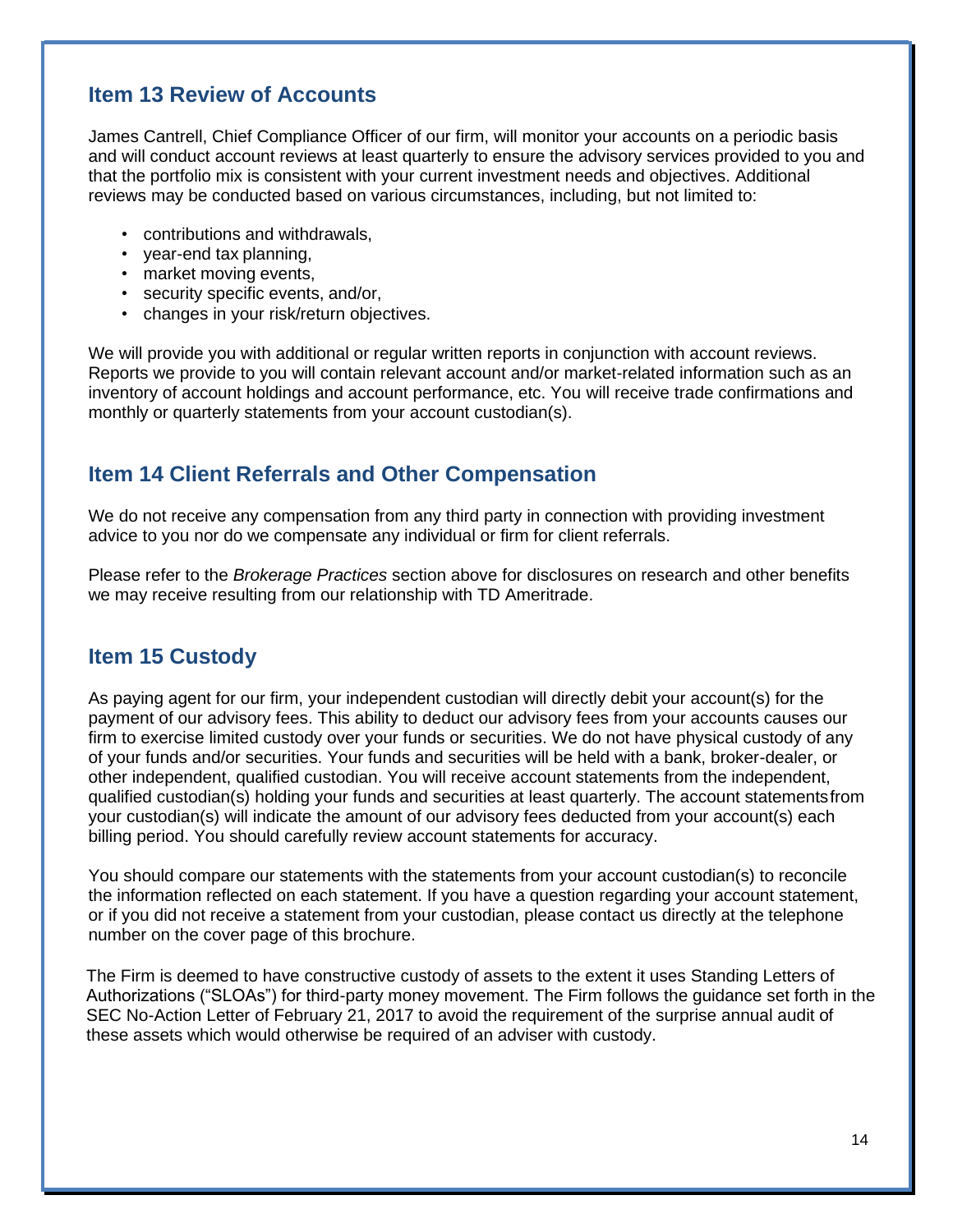## Item 13 Review of Accounts

James Cantrell, Chief Compliance Officer of our firm, will monitor your accounts on a periodic basis and will conduct account reviews at least quarterly to ensure the advisory services provided to you and that the portfolio mix is consistent with your current investment needs and objectives. Additional reviews may be conducted based on various circumstances, including, but not limited to:

- contributions and withdrawals,
- year-end tax planning,
- market moving events,
- security specific events, and/or,
- changes in your risk/return objectives.

We will provide you with additional or regular written reports in conjunction with account reviews. Reports we provide to you will contain relevant account and/or market-related information such as an inventory of account holdings and account performance, etc. You will receive trade confirmations and monthly or quarterly statements from your account custodian(s).

## Item 14 Client Referrals and Other Compensation

We do not receive any compensation from any third party in connection with providing investment advice to you nor do we compensate any individual or firm for client referrals.

Please refer to the *Brokerage Practices* section above for disclosures on research and other benefits we may receive resulting from our relationship with TD Ameritrade.

## Item 15 Custody

As paying agent for our firm, your independent custodian will directly debit your account(s) for the payment of our advisory fees. This ability to deduct our advisory fees from your accounts causes our firm to exercise limited custody over your funds or securities. We do not have physical custody of any of your funds and/or securities. Your funds and securities will be held with a bank, broker-dealer, or other independent, qualified custodian. You will receive account statements from the independent, qualified custodian(s) holding your funds and securities at least quarterly. The account statements from your custodian(s) will indicate the amount of our advisory fees deducted from your account(s) each billing period. You should carefully review account statements for accuracy.

You should compare our statements with the statements from your account custodian(s) to reconcile the information reflected on each statement. If you have a question regarding your account statement, or if you did not receive a statement from your custodian, please contact us directly at the telephone number on the cover page of this brochure.

The Firm is deemed to have constructive custody of assets to the extent it uses Standing Letters of Authorizations ("SLOAs") for third-party money movement. The Firm follows the guidance set forth in the SEC No-Action Letter of February 21, 2017 to avoid the requirement of the surprise annual audit of these assets which would otherwise be required of an adviser with custody.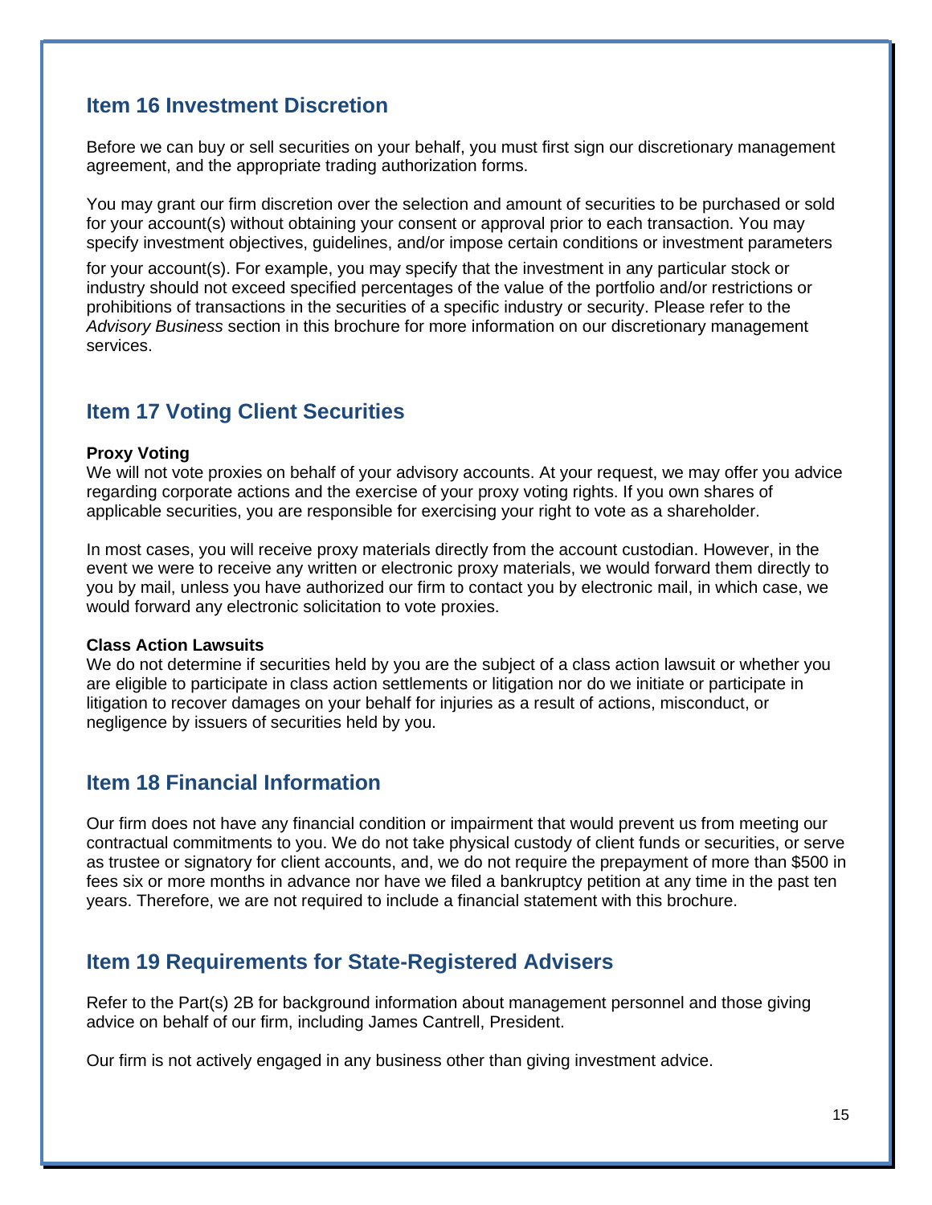## Item 16 Investment Discretion

Before we can buy or sell securities on your behalf, you must first sign our discretionary management agreement, and the appropriate trading authorization forms.

You may grant our firm discretion over the selection and amount of securities to be purchased or sold for your account(s) without obtaining your consent or approval prior to each transaction. You may specify investment objectives, guidelines, and/or impose certain conditions or investment parameters for your account(s). For example, you may specify that the investment in any particular stock or industry should not exceed specified percentages of the value of the portfolio and/or restrictions or prohibitions of transactions in the securities of a specific industry or security. Please refer to the *Advisory Business* section in this brochure for more information on our discretionary management services.

## Item 17 Voting Client Securities

**Proxy Voting**

We will not vote proxies on behalf of your advisory accounts. At your request, we may offer you advice regarding corporate actions and the exercise of your proxy voting rights. If you own shares of applicable securities, you are responsible for exercising your right to vote as a shareholder.

In most cases, you will receive proxy materials directly from the account custodian. However, in the event we were to receive any written or electronic proxy materials, we would forward them directly to you by mail, unless you have authorized our firm to contact you by electronic mail, in which case, we would forward any electronic solicitation to vote proxies.

**Class Action Lawsuits**

We do not determine if securities held by you are the subject of a class action lawsuit or whether you are eligible to participate in class action settlements or litigation nor do we initiate or participate in litigation to recover damages on your behalf for injuries as a result of actions, misconduct, or negligence by issuers of securities held by you.

## Item 18 Financial Information

Our firm does not have any financial condition or impairment that would prevent us from meeting our contractual commitments to you. We do not take physical custody of client funds or securities, or serve as trustee or signatory for client accounts, and, we do not require the prepayment of more than $500 in fees six or more months in advance nor have we filed a bankruptcy petition at any time in the past ten years. Therefore, we are not required to include a financial statement with this brochure.

## Item 19 Requirements for State-Registered Advisers

Refer to the Part(s) 2B for background information about management personnel and those giving advice on behalf of our firm, including James Cantrell, President.

Our firm is not actively engaged in any business other than giving investment advice.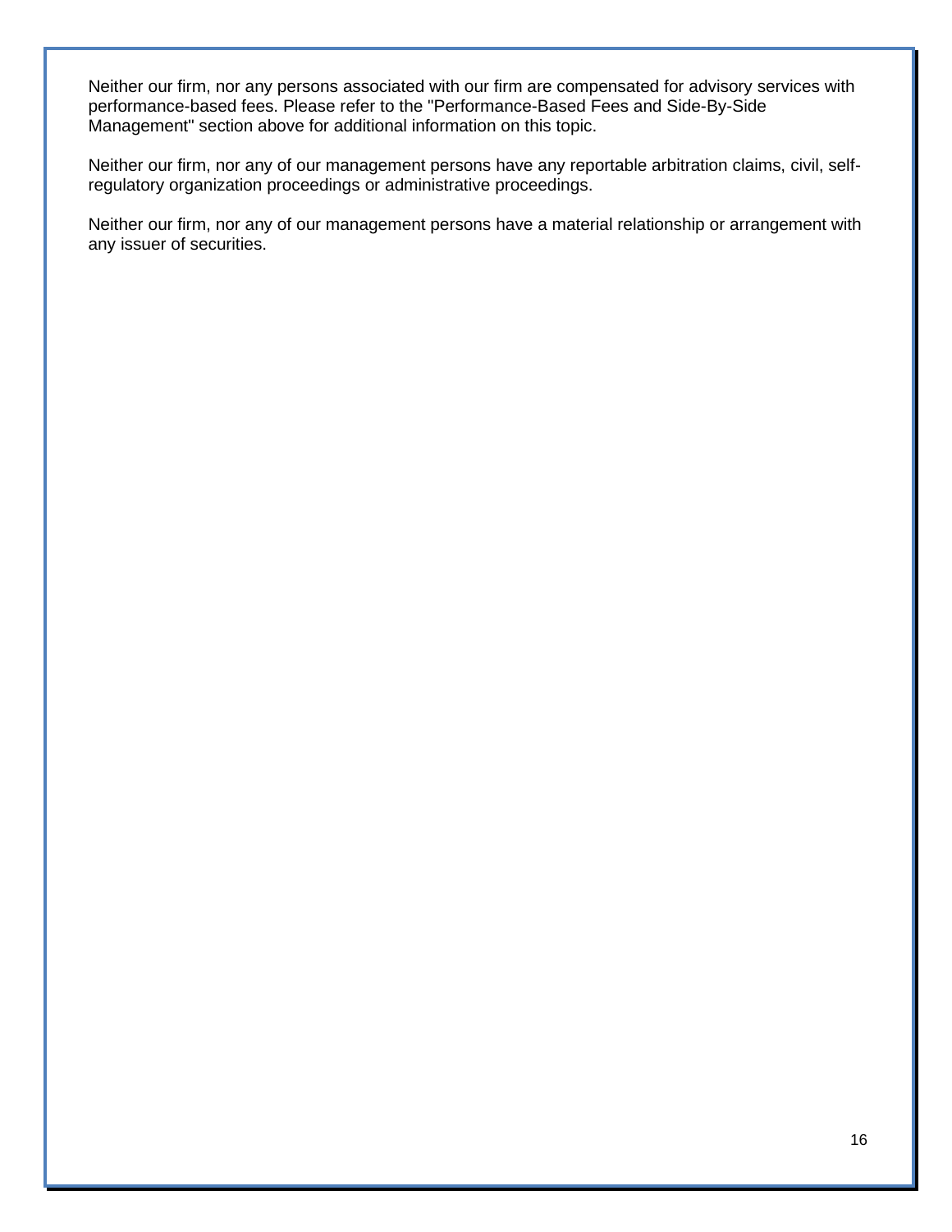Neither our firm, nor any persons associated with our firm are compensated for advisory services with performance-based fees. Please refer to the "Performance-Based Fees and Side-By-Side Management" section above for additional information on this topic.

Neither our firm, nor any of our management persons have any reportable arbitration claims, civil, self-regulatory organization proceedings or administrative proceedings.

Neither our firm, nor any of our management persons have a material relationship or arrangement with any issuer of securities.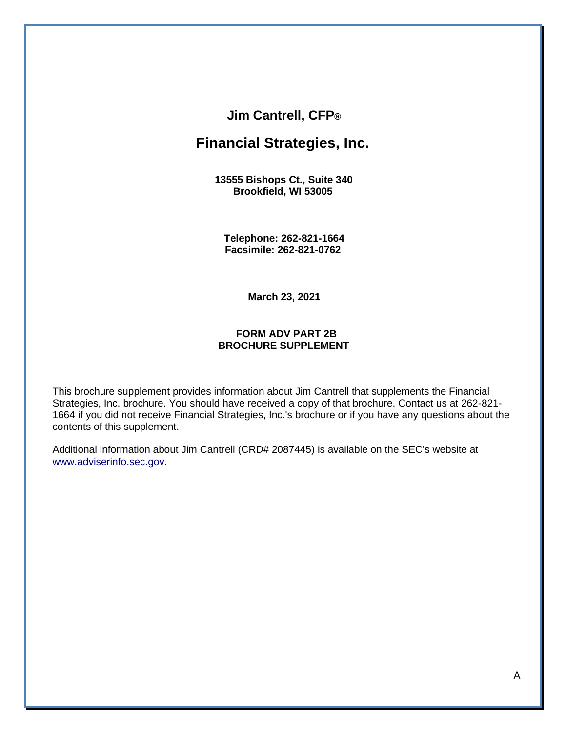# Jim Cantrell, CFP®

# Financial Strategies, Inc.

**13555 Bishops Ct., Suite 340**
**Brookfield, WI 53005**

**Telephone: 262-821-1664**
**Facsimile: 262-821-0762**

**March 23, 2021**

**FORM ADV PART 2B**
**BROCHURE SUPPLEMENT**

This brochure supplement provides information about Jim Cantrell that supplements the Financial Strategies, Inc. brochure. You should have received a copy of that brochure. Contact us at 262-821-1664 if you did not receive Financial Strategies, Inc.'s brochure or if you have any questions about the contents of this supplement.

Additional information about Jim Cantrell (CRD# 2087445) is available on the SEC's website at www.adviserinfo.sec.gov.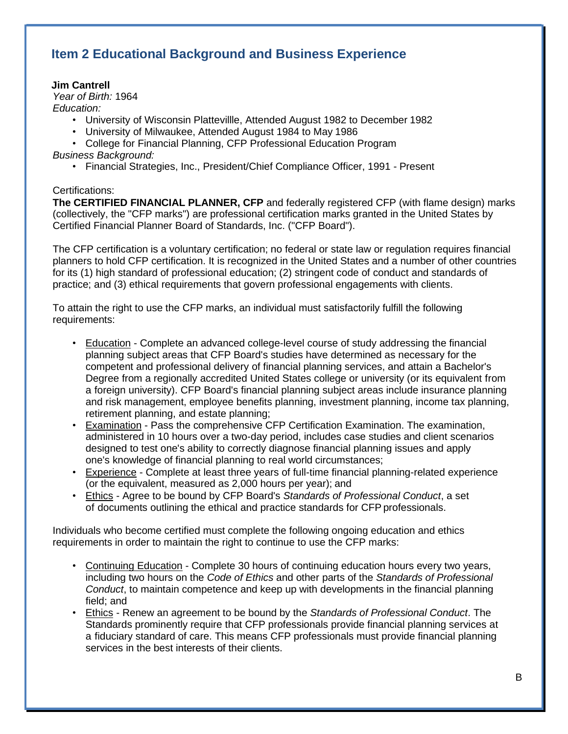## Item 2 Educational Background and Business Experience

**Jim Cantrell**
*Year of Birth:* 1964
*Education:*

- University of Wisconsin Plattevillle, Attended August 1982 to December 1982
- University of Milwaukee, Attended August 1984 to May 1986
- College for Financial Planning, CFP Professional Education Program

*Business Background:*

- Financial Strategies, Inc., President/Chief Compliance Officer, 1991 - Present

Certifications:
**The CERTIFIED FINANCIAL PLANNER, CFP** and federally registered CFP (with flame design) marks (collectively, the "CFP marks") are professional certification marks granted in the United States by Certified Financial Planner Board of Standards, Inc. ("CFP Board").

The CFP certification is a voluntary certification; no federal or state law or regulation requires financial planners to hold CFP certification. It is recognized in the United States and a number of other countries for its (1) high standard of professional education; (2) stringent code of conduct and standards of practice; and (3) ethical requirements that govern professional engagements with clients.

To attain the right to use the CFP marks, an individual must satisfactorily fulfill the following requirements:

- <u>Education</u> - Complete an advanced college-level course of study addressing the financial planning subject areas that CFP Board's studies have determined as necessary for the competent and professional delivery of financial planning services, and attain a Bachelor's Degree from a regionally accredited United States college or university (or its equivalent from a foreign university). CFP Board's financial planning subject areas include insurance planning and risk management, employee benefits planning, investment planning, income tax planning, retirement planning, and estate planning;
- <u>Examination</u> - Pass the comprehensive CFP Certification Examination. The examination, administered in 10 hours over a two-day period, includes case studies and client scenarios designed to test one's ability to correctly diagnose financial planning issues and apply one's knowledge of financial planning to real world circumstances;
- <u>Experience</u> - Complete at least three years of full-time financial planning-related experience (or the equivalent, measured as 2,000 hours per year); and
- <u>Ethics</u> - Agree to be bound by CFP Board's *Standards of Professional Conduct*, a set of documents outlining the ethical and practice standards for CFP professionals.

Individuals who become certified must complete the following ongoing education and ethics requirements in order to maintain the right to continue to use the CFP marks:

- <u>Continuing Education</u> - Complete 30 hours of continuing education hours every two years, including two hours on the *Code of Ethics* and other parts of the *Standards of Professional Conduct*, to maintain competence and keep up with developments in the financial planning field; and
- <u>Ethics</u> - Renew an agreement to be bound by the *Standards of Professional Conduct*. The Standards prominently require that CFP professionals provide financial planning services at a fiduciary standard of care. This means CFP professionals must provide financial planning services in the best interests of their clients.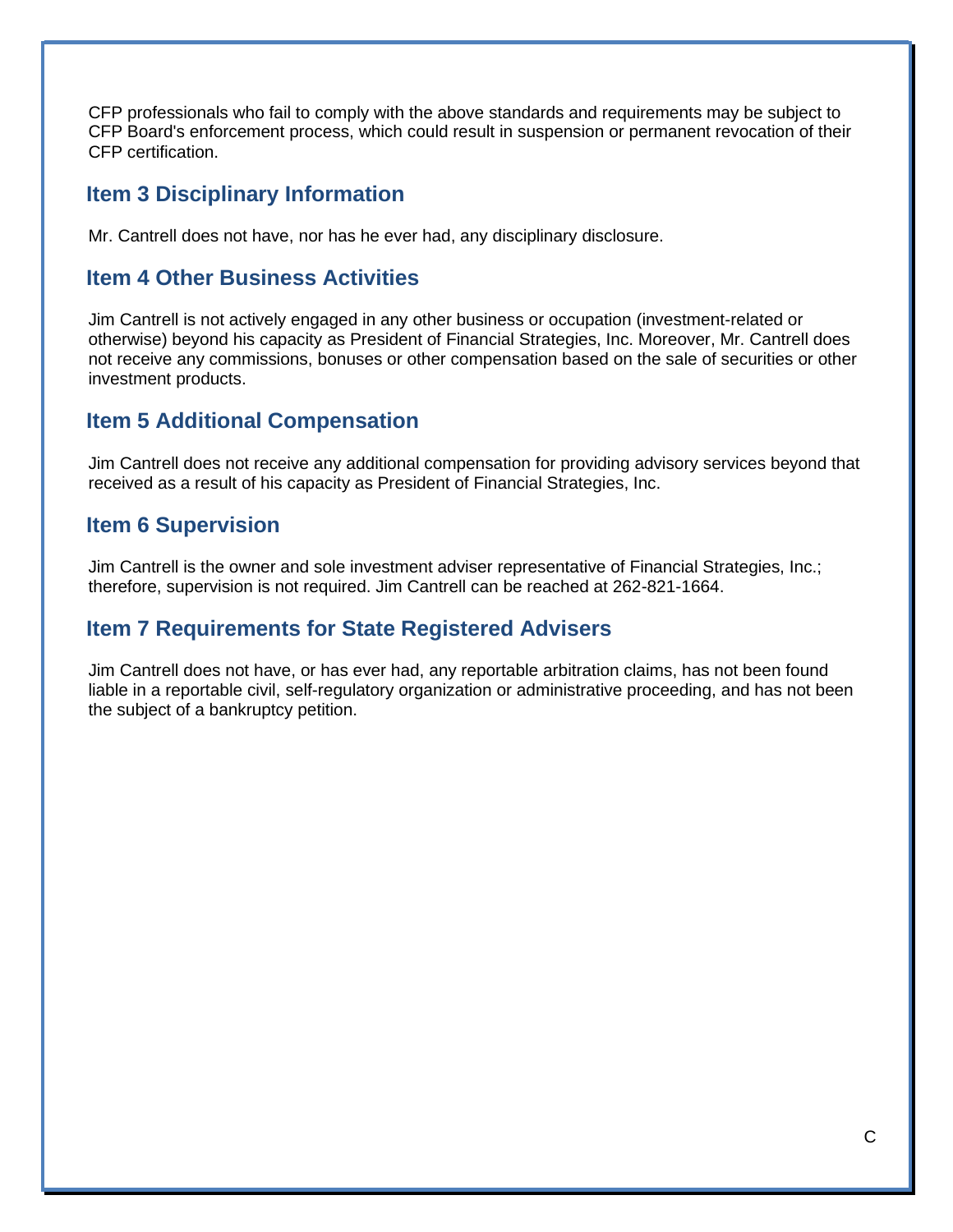CFP professionals who fail to comply with the above standards and requirements may be subject to CFP Board's enforcement process, which could result in suspension or permanent revocation of their CFP certification.

## Item 3 Disciplinary Information

Mr. Cantrell does not have, nor has he ever had, any disciplinary disclosure.

## Item 4 Other Business Activities

Jim Cantrell is not actively engaged in any other business or occupation (investment-related or otherwise) beyond his capacity as President of Financial Strategies, Inc. Moreover, Mr. Cantrell does not receive any commissions, bonuses or other compensation based on the sale of securities or other investment products.

## Item 5 Additional Compensation

Jim Cantrell does not receive any additional compensation for providing advisory services beyond that received as a result of his capacity as President of Financial Strategies, Inc.

## Item 6 Supervision

Jim Cantrell is the owner and sole investment adviser representative of Financial Strategies, Inc.; therefore, supervision is not required. Jim Cantrell can be reached at 262-821-1664.

## Item 7 Requirements for State Registered Advisers

Jim Cantrell does not have, or has ever had, any reportable arbitration claims, has not been found liable in a reportable civil, self-regulatory organization or administrative proceeding, and has not been the subject of a bankruptcy petition.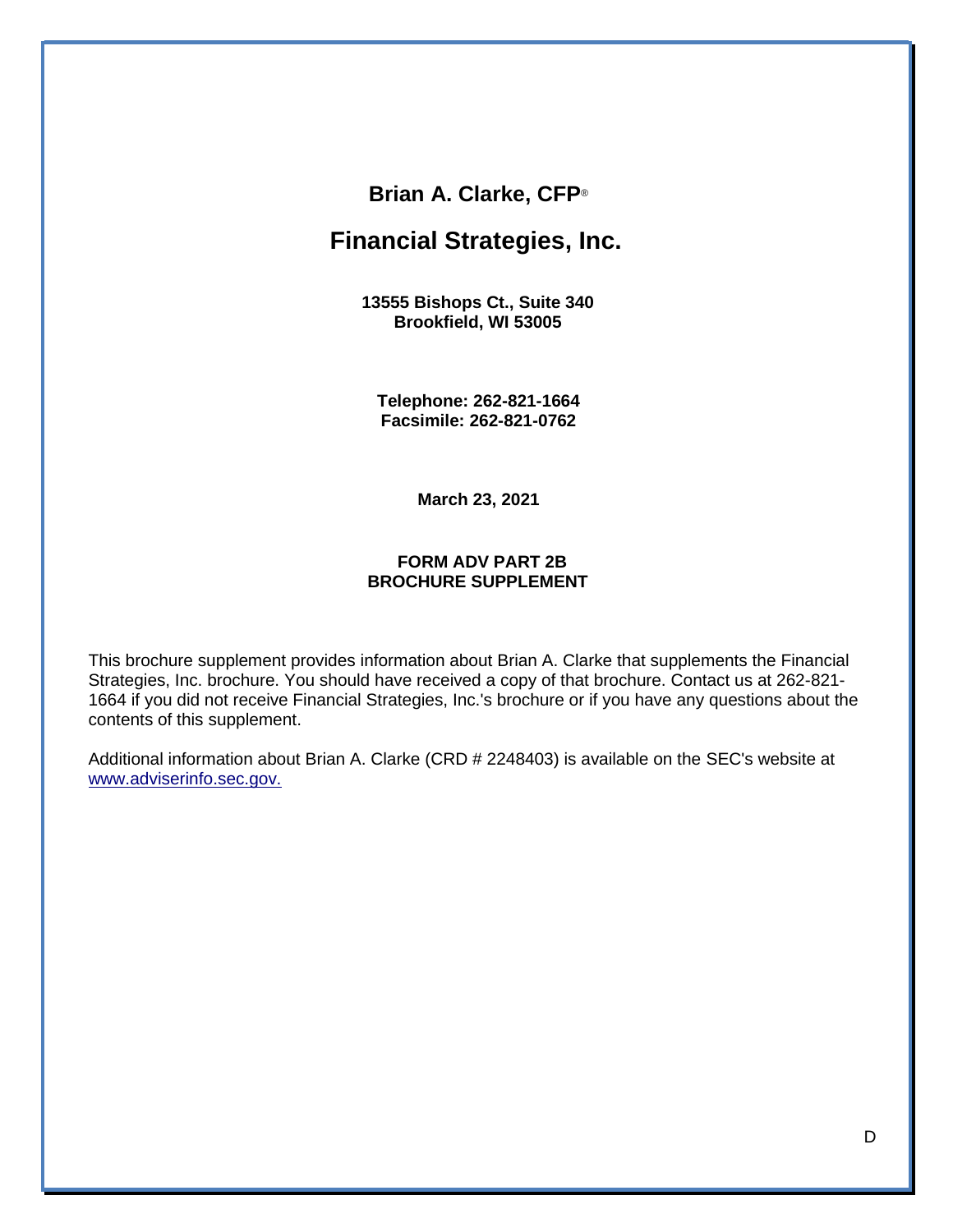# Brian A. Clarke, CFP®

# Financial Strategies, Inc.

**13555 Bishops Ct., Suite 340**
**Brookfield, WI 53005**

**Telephone: 262-821-1664**
**Facsimile: 262-821-0762**

**March 23, 2021**

**FORM ADV PART 2B**
**BROCHURE SUPPLEMENT**

This brochure supplement provides information about Brian A. Clarke that supplements the Financial Strategies, Inc. brochure. You should have received a copy of that brochure. Contact us at 262-821-1664 if you did not receive Financial Strategies, Inc.'s brochure or if you have any questions about the contents of this supplement.

Additional information about Brian A. Clarke (CRD # 2248403) is available on the SEC's website at www.adviserinfo.sec.gov.

D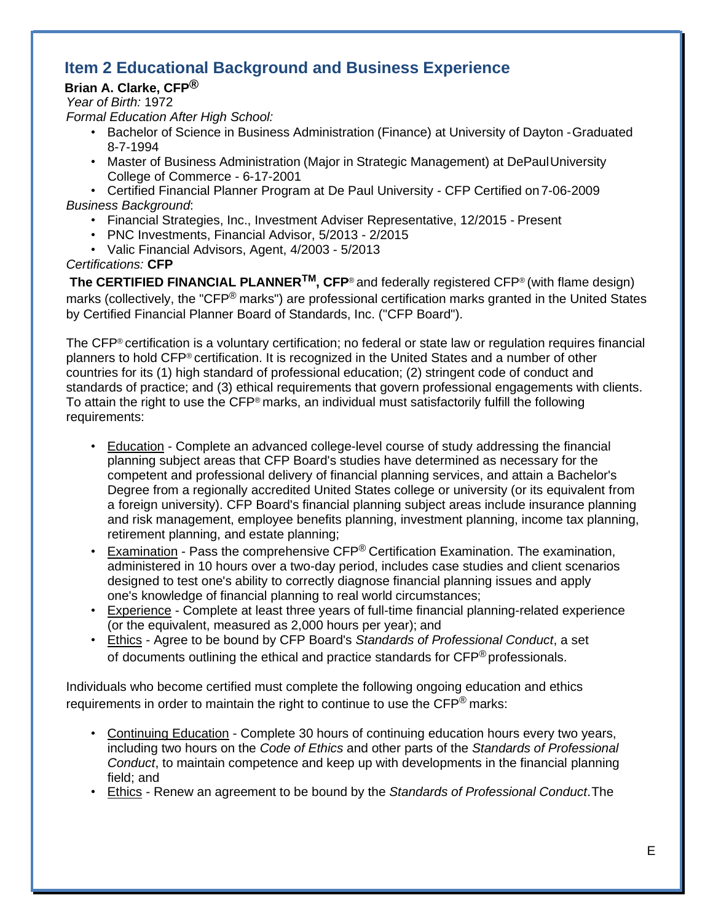## Item 2 Educational Background and Business Experience

**Brian A. Clarke, CFP®**

*Year of Birth:* 1972

*Formal Education After High School:*

- Bachelor of Science in Business Administration (Finance) at University of Dayton - Graduated 8-7-1994
- Master of Business Administration (Major in Strategic Management) at DePaul University College of Commerce - 6-17-2001
- Certified Financial Planner Program at De Paul University - CFP Certified on 7-06-2009

*Business Background*:

- Financial Strategies, Inc., Investment Adviser Representative, 12/2015 - Present
- PNC Investments, Financial Advisor, 5/2013 - 2/2015
- Valic Financial Advisors, Agent, 4/2003 - 5/2013

*Certifications:* **CFP**

**The CERTIFIED FINANCIAL PLANNER™, CFP®** and federally registered CFP® (with flame design) marks (collectively, the "CFP® marks") are professional certification marks granted in the United States by Certified Financial Planner Board of Standards, Inc. ("CFP Board").

The CFP® certification is a voluntary certification; no federal or state law or regulation requires financial planners to hold CFP® certification. It is recognized in the United States and a number of other countries for its (1) high standard of professional education; (2) stringent code of conduct and standards of practice; and (3) ethical requirements that govern professional engagements with clients. To attain the right to use the CFP® marks, an individual must satisfactorily fulfill the following requirements:

- Education - Complete an advanced college-level course of study addressing the financial planning subject areas that CFP Board's studies have determined as necessary for the competent and professional delivery of financial planning services, and attain a Bachelor's Degree from a regionally accredited United States college or university (or its equivalent from a foreign university). CFP Board's financial planning subject areas include insurance planning and risk management, employee benefits planning, investment planning, income tax planning, retirement planning, and estate planning;
- Examination - Pass the comprehensive CFP® Certification Examination. The examination, administered in 10 hours over a two-day period, includes case studies and client scenarios designed to test one's ability to correctly diagnose financial planning issues and apply one's knowledge of financial planning to real world circumstances;
- Experience - Complete at least three years of full-time financial planning-related experience (or the equivalent, measured as 2,000 hours per year); and
- Ethics - Agree to be bound by CFP Board's *Standards of Professional Conduct*, a set of documents outlining the ethical and practice standards for CFP® professionals.

Individuals who become certified must complete the following ongoing education and ethics requirements in order to maintain the right to continue to use the CFP® marks:

- Continuing Education - Complete 30 hours of continuing education hours every two years, including two hours on the *Code of Ethics* and other parts of the *Standards of Professional Conduct*, to maintain competence and keep up with developments in the financial planning field; and
- Ethics - Renew an agreement to be bound by the *Standards of Professional Conduct*. The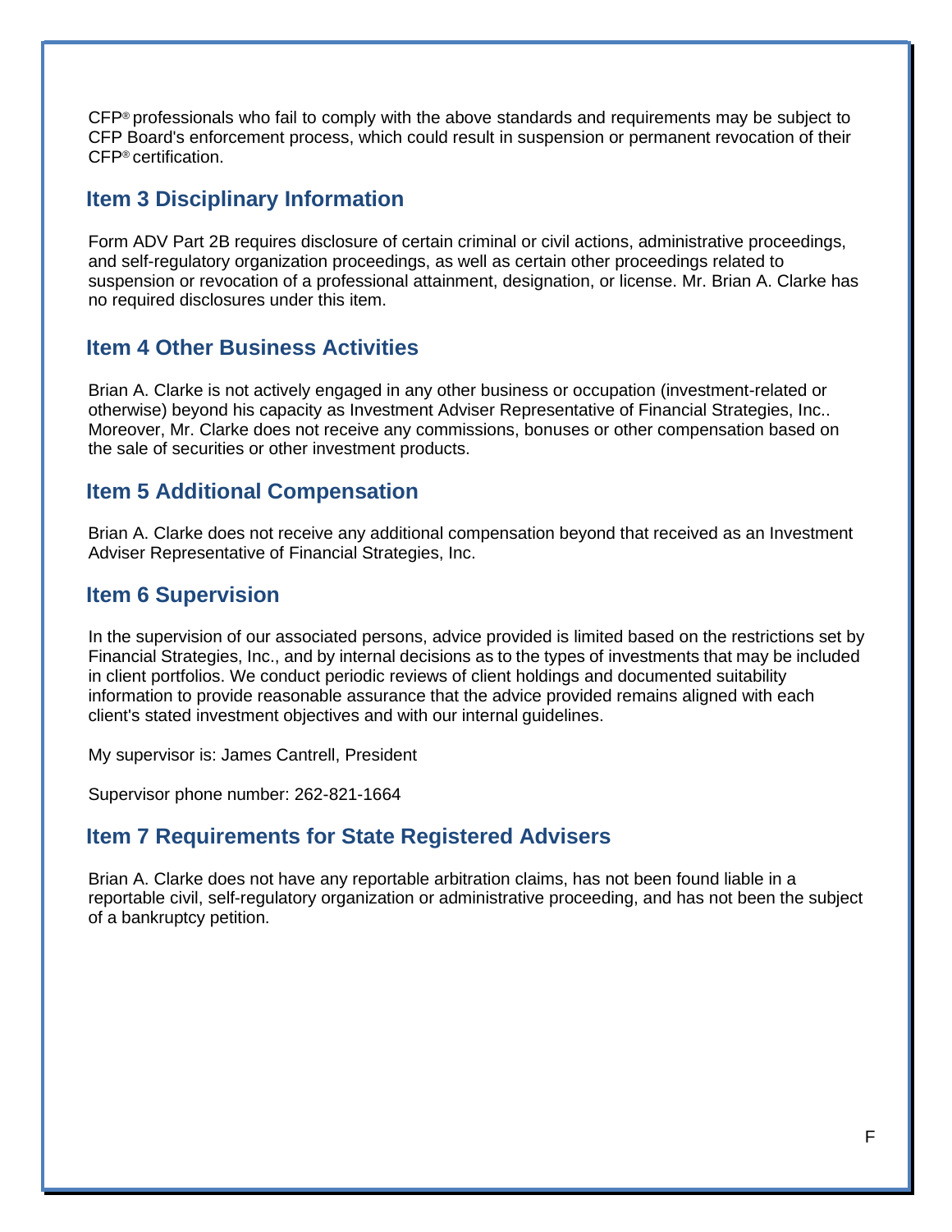CFP® professionals who fail to comply with the above standards and requirements may be subject to CFP Board's enforcement process, which could result in suspension or permanent revocation of their CFP® certification.

## Item 3 Disciplinary Information

Form ADV Part 2B requires disclosure of certain criminal or civil actions, administrative proceedings, and self-regulatory organization proceedings, as well as certain other proceedings related to suspension or revocation of a professional attainment, designation, or license. Mr. Brian A. Clarke has no required disclosures under this item.

## Item 4 Other Business Activities

Brian A. Clarke is not actively engaged in any other business or occupation (investment-related or otherwise) beyond his capacity as Investment Adviser Representative of Financial Strategies, Inc.. Moreover, Mr. Clarke does not receive any commissions, bonuses or other compensation based on the sale of securities or other investment products.

## Item 5 Additional Compensation

Brian A. Clarke does not receive any additional compensation beyond that received as an Investment Adviser Representative of Financial Strategies, Inc.

## Item 6 Supervision

In the supervision of our associated persons, advice provided is limited based on the restrictions set by Financial Strategies, Inc., and by internal decisions as to the types of investments that may be included in client portfolios. We conduct periodic reviews of client holdings and documented suitability information to provide reasonable assurance that the advice provided remains aligned with each client's stated investment objectives and with our internal guidelines.

My supervisor is: James Cantrell, President

Supervisor phone number: 262-821-1664

## Item 7 Requirements for State Registered Advisers

Brian A. Clarke does not have any reportable arbitration claims, has not been found liable in a reportable civil, self-regulatory organization or administrative proceeding, and has not been the subject of a bankruptcy petition.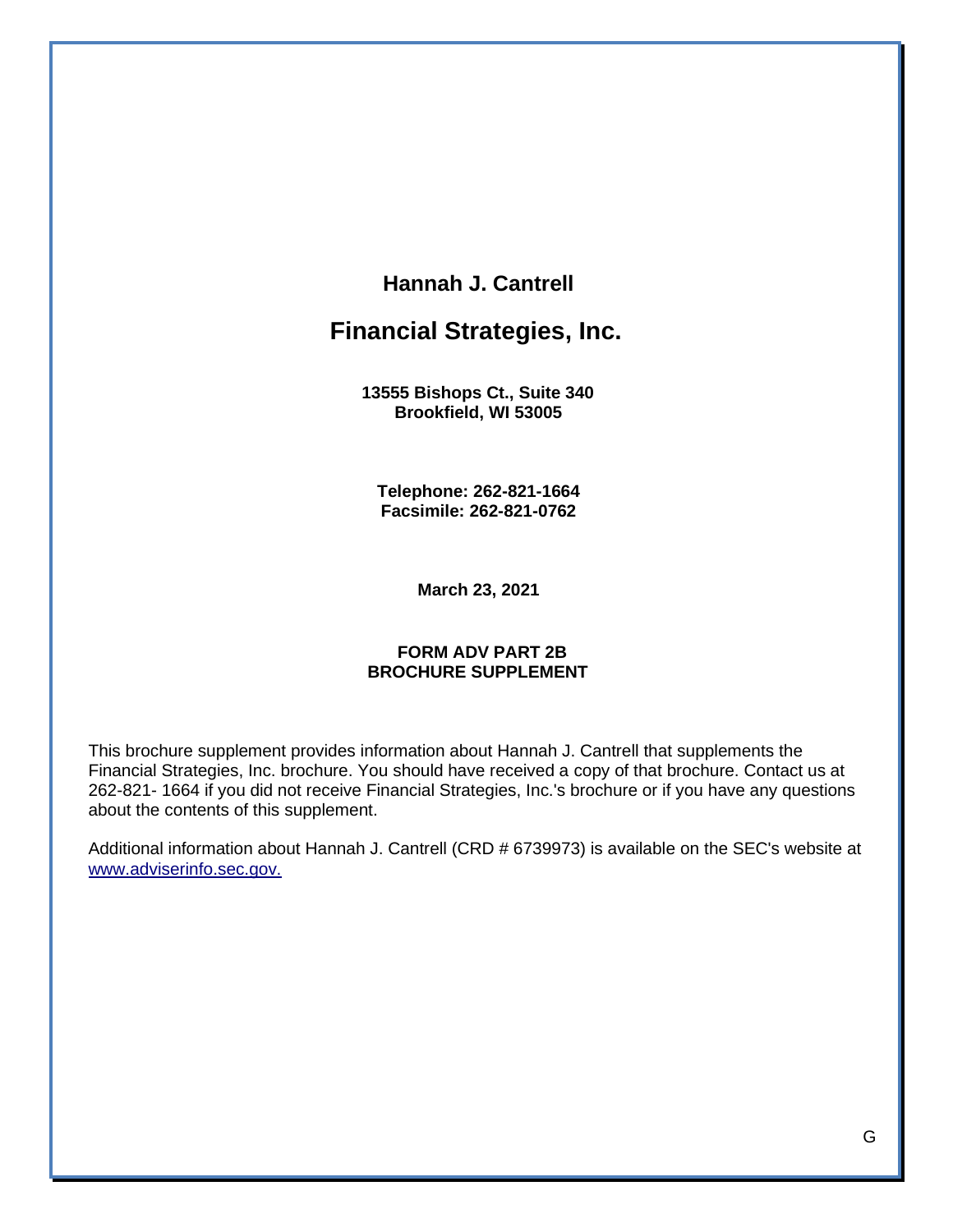# Hannah J. Cantrell

# Financial Strategies, Inc.

**13555 Bishops Ct., Suite 340**
**Brookfield, WI 53005**

**Telephone: 262-821-1664**
**Facsimile: 262-821-0762**

**March 23, 2021**

**FORM ADV PART 2B**
**BROCHURE SUPPLEMENT**

This brochure supplement provides information about Hannah J. Cantrell that supplements the Financial Strategies, Inc. brochure. You should have received a copy of that brochure. Contact us at 262-821- 1664 if you did not receive Financial Strategies, Inc.'s brochure or if you have any questions about the contents of this supplement.

Additional information about Hannah J. Cantrell (CRD # 6739973) is available on the SEC's website at www.adviserinfo.sec.gov.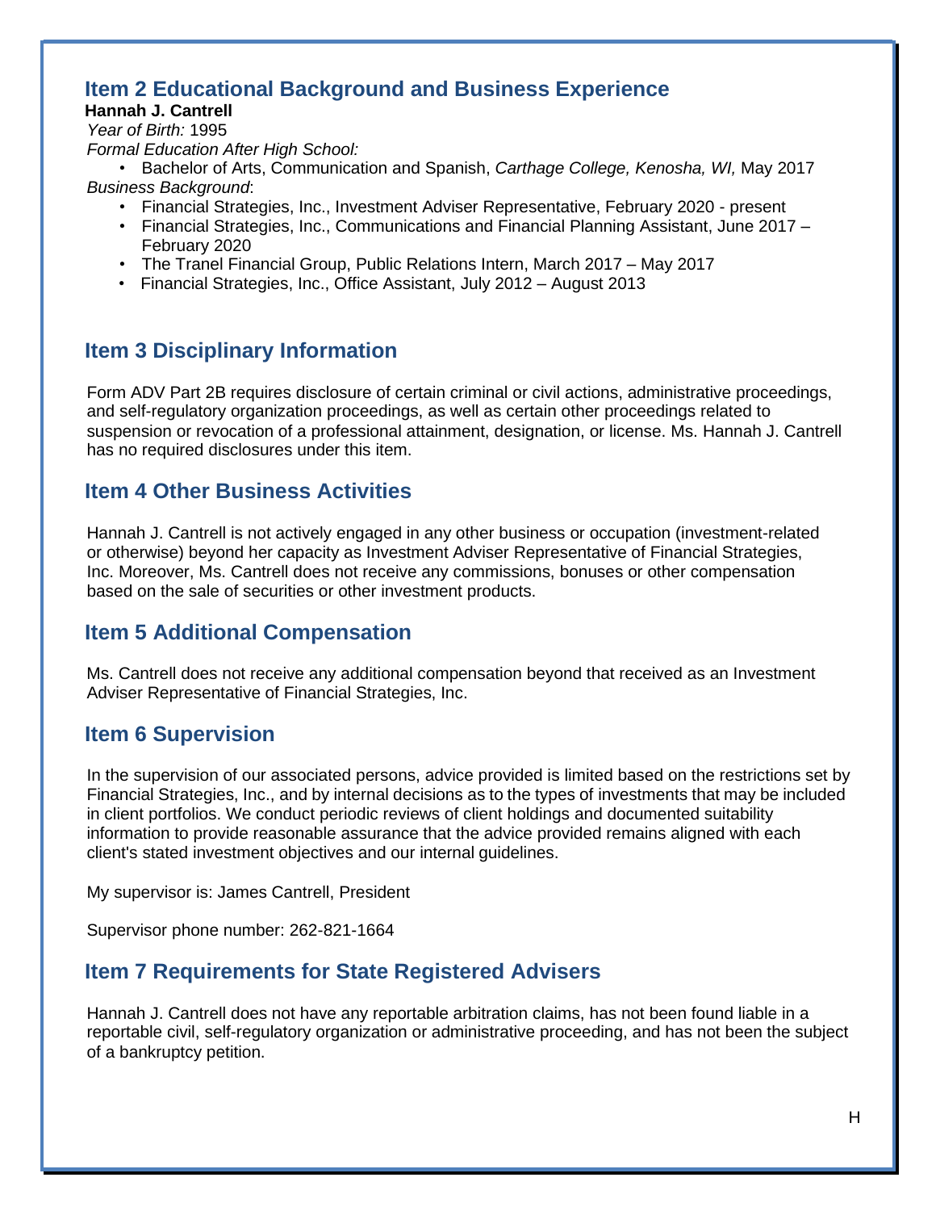## Item 2 Educational Background and Business Experience

**Hannah J. Cantrell**

*Year of Birth:* 1995

*Formal Education After High School:*

- Bachelor of Arts, Communication and Spanish, *Carthage College, Kenosha, WI,* May 2017

*Business Background*:

- Financial Strategies, Inc., Investment Adviser Representative, February 2020 - present
- Financial Strategies, Inc., Communications and Financial Planning Assistant, June 2017 – February 2020
- The Tranel Financial Group, Public Relations Intern, March 2017 – May 2017
- Financial Strategies, Inc., Office Assistant, July 2012 – August 2013

## Item 3 Disciplinary Information

Form ADV Part 2B requires disclosure of certain criminal or civil actions, administrative proceedings, and self-regulatory organization proceedings, as well as certain other proceedings related to suspension or revocation of a professional attainment, designation, or license. Ms. Hannah J. Cantrell has no required disclosures under this item.

## Item 4 Other Business Activities

Hannah J. Cantrell is not actively engaged in any other business or occupation (investment-related or otherwise) beyond her capacity as Investment Adviser Representative of Financial Strategies, Inc. Moreover, Ms. Cantrell does not receive any commissions, bonuses or other compensation based on the sale of securities or other investment products.

## Item 5 Additional Compensation

Ms. Cantrell does not receive any additional compensation beyond that received as an Investment Adviser Representative of Financial Strategies, Inc.

## Item 6 Supervision

In the supervision of our associated persons, advice provided is limited based on the restrictions set by Financial Strategies, Inc., and by internal decisions as to the types of investments that may be included in client portfolios. We conduct periodic reviews of client holdings and documented suitability information to provide reasonable assurance that the advice provided remains aligned with each client's stated investment objectives and our internal guidelines.

My supervisor is: James Cantrell, President

Supervisor phone number: 262-821-1664

## Item 7 Requirements for State Registered Advisers

Hannah J. Cantrell does not have any reportable arbitration claims, has not been found liable in a reportable civil, self-regulatory organization or administrative proceeding, and has not been the subject of a bankruptcy petition.